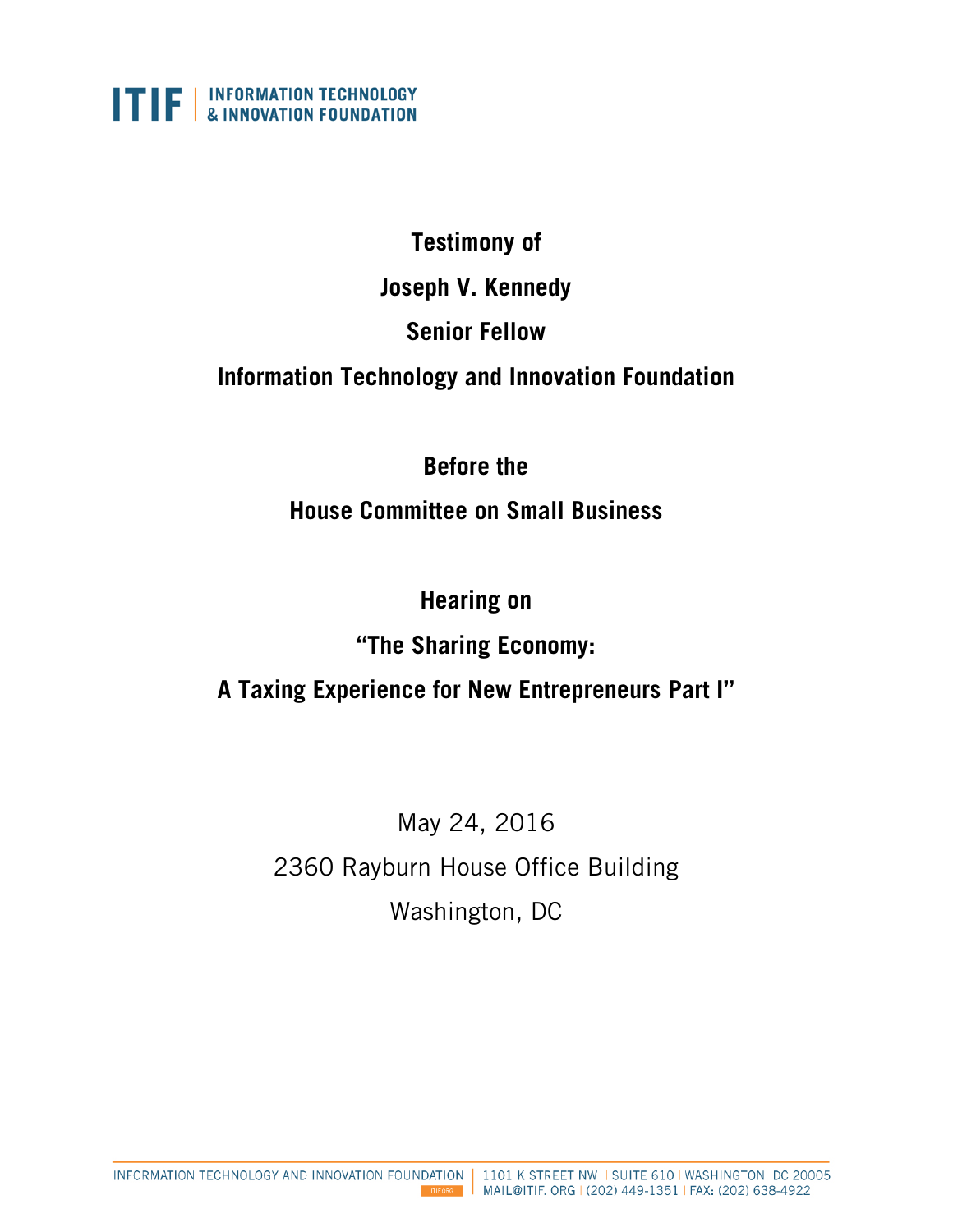**Testimony of**

**Joseph V. Kennedy**

**Senior Fellow**

**Information Technology and Innovation Foundation**

**Before the**

**House Committee on Small Business**

**Hearing on**

**"The Sharing Economy:**

**A Taxing Experience for New Entrepreneurs Part I"**

May 24, 2016

2360 Rayburn House Office Building

Washington, DC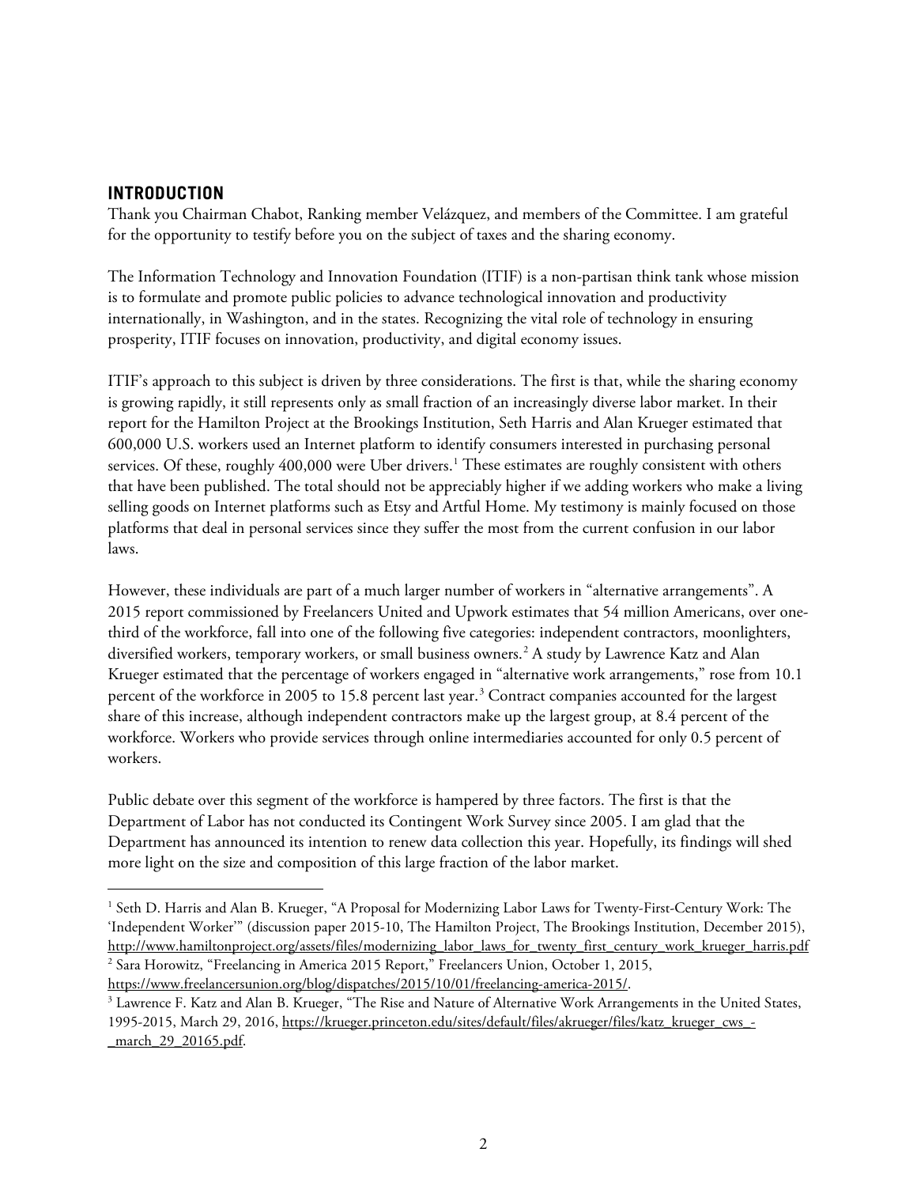## INTRODUCTION

Thank you Chairman Chabot, Ranking member Velázquez, and members of the Committee. I am grateful for the opportunity to testify before you on the subject of taxes and the sharing economy.

The Information Technology and Innovation Foundation (ITIF) is a non-partisan think tank whose mission is to formulate and promote public policies to advance technological innovation and productivity internationally, in Washington, and in the states. Recognizing the vital role of technology in ensuring prosperity, ITIF focuses on innovation, productivity, and digital economy issues.

ITIF's approach to this subject is driven by three considerations. The first is that, while the sharing economy is growing rapidly, it still represents only as small fraction of an increasingly diverse labor market. In their report for the Hamilton Project at the Brookings Institution, Seth Harris and Alan Krueger estimated that 600,000 U.S. workers used an Internet platform to identify consumers interested in purchasing personal services. Of these, roughly 400,000 were Uber drivers.[1] These estimates are roughly consistent with others that have been published. The total should not be appreciably higher if we adding workers who make a living selling goods on Internet platforms such as Etsy and Artful Home. My testimony is mainly focused on those platforms that deal in personal services since they suffer the most from the current confusion in our labor laws.

However, these individuals are part of a much larger number of workers in "alternative arrangements". A 2015 report commissioned by Freelancers United and Upwork estimates that 54 million Americans, over one-third of the workforce, fall into one of the following five categories: independent contractors, moonlighters, diversified workers, temporary workers, or small business owners.[2] A study by Lawrence Katz and Alan Krueger estimated that the percentage of workers engaged in "alternative work arrangements," rose from 10.1 percent of the workforce in 2005 to 15.8 percent last year.[3] Contract companies accounted for the largest share of this increase, although independent contractors make up the largest group, at 8.4 percent of the workforce. Workers who provide services through online intermediaries accounted for only 0.5 percent of workers.

Public debate over this segment of the workforce is hampered by three factors. The first is that the Department of Labor has not conducted its Contingent Work Survey since 2005. I am glad that the Department has announced its intention to renew data collection this year. Hopefully, its findings will shed more light on the size and composition of this large fraction of the labor market.

---

[1] Seth D. Harris and Alan B. Krueger, "A Proposal for Modernizing Labor Laws for Twenty-First-Century Work: The 'Independent Worker'" (discussion paper 2015-10, The Hamilton Project, The Brookings Institution, December 2015), http://www.hamiltonproject.org/assets/files/modernizing_labor_laws_for_twenty_first_century_work_krueger_harris.pdf

[2] Sara Horowitz, "Freelancing in America 2015 Report," Freelancers Union, October 1, 2015, https://www.freelancersunion.org/blog/dispatches/2015/10/01/freelancing-america-2015/.

[3] Lawrence F. Katz and Alan B. Krueger, "The Rise and Nature of Alternative Work Arrangements in the United States, 1995-2015, March 29, 2016, https://krueger.princeton.edu/sites/default/files/akrueger/files/katz_krueger_cws_-_march_29_20165.pdf.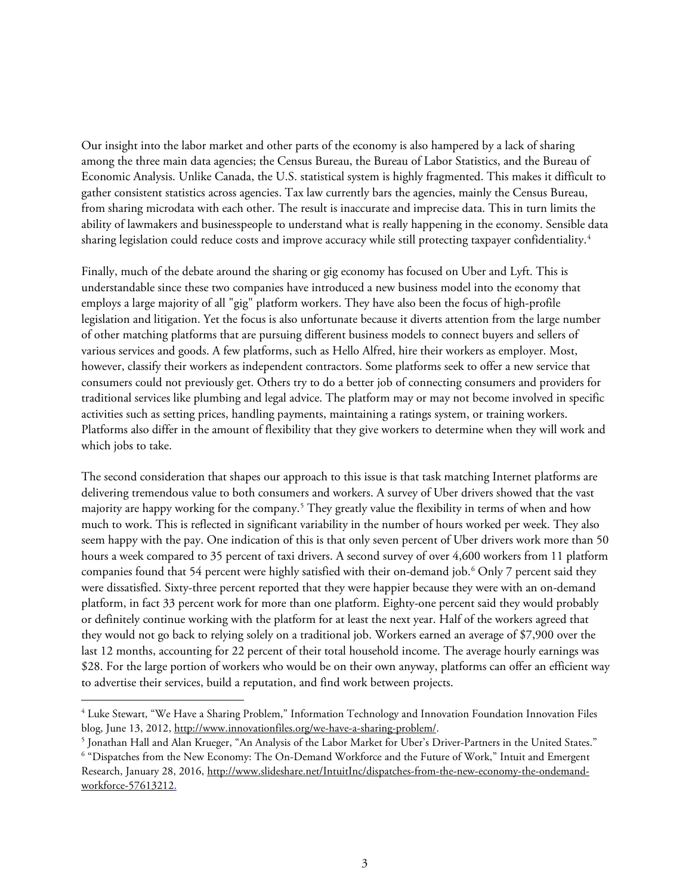Our insight into the labor market and other parts of the economy is also hampered by a lack of sharing among the three main data agencies; the Census Bureau, the Bureau of Labor Statistics, and the Bureau of Economic Analysis. Unlike Canada, the U.S. statistical system is highly fragmented. This makes it difficult to gather consistent statistics across agencies. Tax law currently bars the agencies, mainly the Census Bureau, from sharing microdata with each other. The result is inaccurate and imprecise data. This in turn limits the ability of lawmakers and businesspeople to understand what is really happening in the economy. Sensible data sharing legislation could reduce costs and improve accuracy while still protecting taxpayer confidentiality.[4]

Finally, much of the debate around the sharing or gig economy has focused on Uber and Lyft. This is understandable since these two companies have introduced a new business model into the economy that employs a large majority of all "gig" platform workers. They have also been the focus of high-profile legislation and litigation. Yet the focus is also unfortunate because it diverts attention from the large number of other matching platforms that are pursuing different business models to connect buyers and sellers of various services and goods. A few platforms, such as Hello Alfred, hire their workers as employer. Most, however, classify their workers as independent contractors. Some platforms seek to offer a new service that consumers could not previously get. Others try to do a better job of connecting consumers and providers for traditional services like plumbing and legal advice. The platform may or may not become involved in specific activities such as setting prices, handling payments, maintaining a ratings system, or training workers. Platforms also differ in the amount of flexibility that they give workers to determine when they will work and which jobs to take.

The second consideration that shapes our approach to this issue is that task matching Internet platforms are delivering tremendous value to both consumers and workers. A survey of Uber drivers showed that the vast majority are happy working for the company.[5] They greatly value the flexibility in terms of when and how much to work. This is reflected in significant variability in the number of hours worked per week. They also seem happy with the pay. One indication of this is that only seven percent of Uber drivers work more than 50 hours a week compared to 35 percent of taxi drivers. A second survey of over 4,600 workers from 11 platform companies found that 54 percent were highly satisfied with their on-demand job.[6] Only 7 percent said they were dissatisfied. Sixty-three percent reported that they were happier because they were with an on-demand platform, in fact 33 percent work for more than one platform. Eighty-one percent said they would probably or definitely continue working with the platform for at least the next year. Half of the workers agreed that they would not go back to relying solely on a traditional job. Workers earned an average of $7,900 over the last 12 months, accounting for 22 percent of their total household income. The average hourly earnings was $28. For the large portion of workers who would be on their own anyway, platforms can offer an efficient way to advertise their services, build a reputation, and find work between projects.

---

[4] Luke Stewart, "We Have a Sharing Problem," Information Technology and Innovation Foundation Innovation Files blog, June 13, 2012, http://www.innovationfiles.org/we-have-a-sharing-problem/.

[5] Jonathan Hall and Alan Krueger, "An Analysis of the Labor Market for Uber's Driver-Partners in the United States."

[6] "Dispatches from the New Economy: The On-Demand Workforce and the Future of Work," Intuit and Emergent Research, January 28, 2016, http://www.slideshare.net/IntuitInc/dispatches-from-the-new-economy-the-ondemand-workforce-57613212.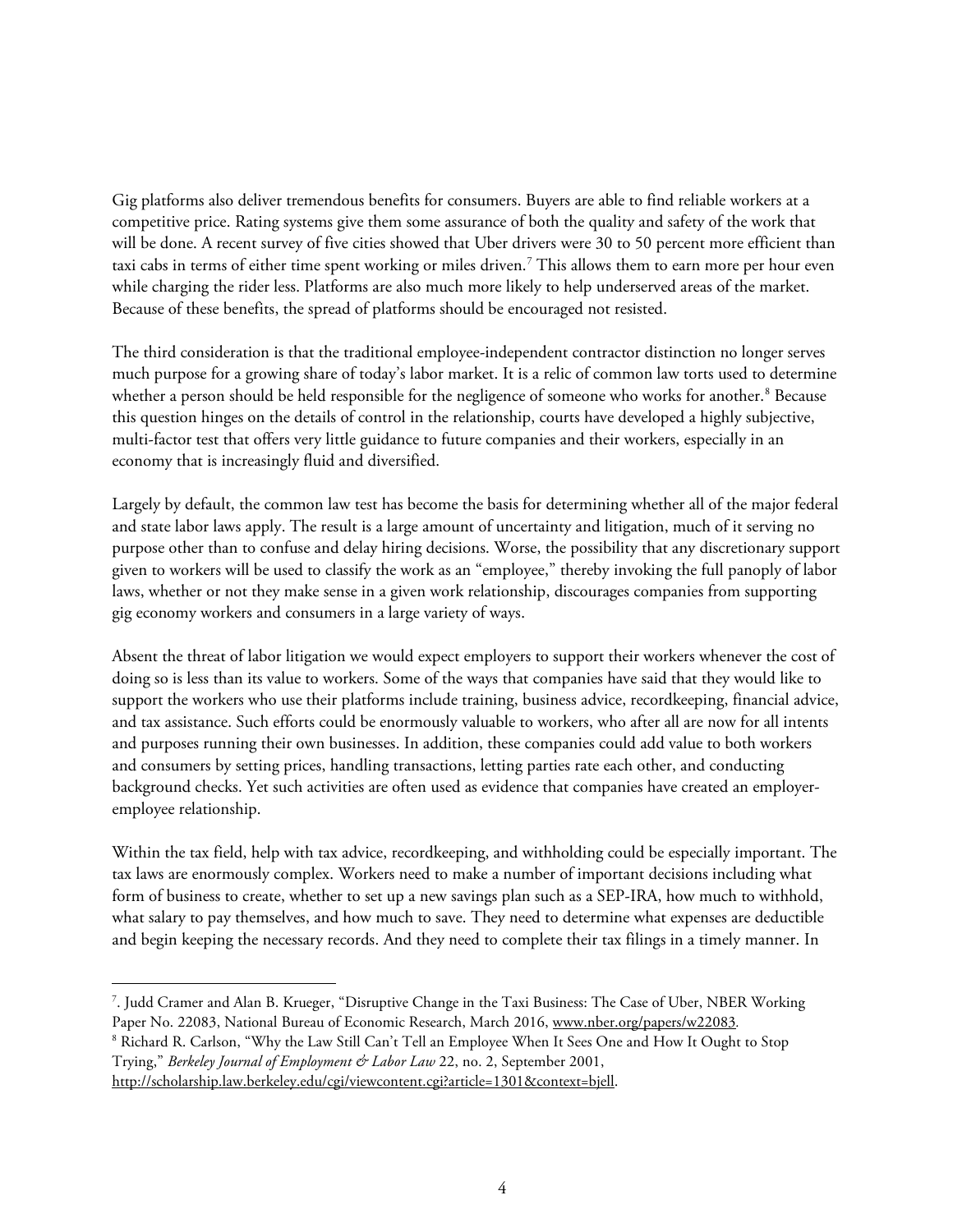Gig platforms also deliver tremendous benefits for consumers. Buyers are able to find reliable workers at a competitive price. Rating systems give them some assurance of both the quality and safety of the work that will be done. A recent survey of five cities showed that Uber drivers were 30 to 50 percent more efficient than taxi cabs in terms of either time spent working or miles driven.[7] This allows them to earn more per hour even while charging the rider less. Platforms are also much more likely to help underserved areas of the market. Because of these benefits, the spread of platforms should be encouraged not resisted.

The third consideration is that the traditional employee-independent contractor distinction no longer serves much purpose for a growing share of today's labor market. It is a relic of common law torts used to determine whether a person should be held responsible for the negligence of someone who works for another.[8] Because this question hinges on the details of control in the relationship, courts have developed a highly subjective, multi-factor test that offers very little guidance to future companies and their workers, especially in an economy that is increasingly fluid and diversified.

Largely by default, the common law test has become the basis for determining whether all of the major federal and state labor laws apply. The result is a large amount of uncertainty and litigation, much of it serving no purpose other than to confuse and delay hiring decisions. Worse, the possibility that any discretionary support given to workers will be used to classify the work as an "employee," thereby invoking the full panoply of labor laws, whether or not they make sense in a given work relationship, discourages companies from supporting gig economy workers and consumers in a large variety of ways.

Absent the threat of labor litigation we would expect employers to support their workers whenever the cost of doing so is less than its value to workers. Some of the ways that companies have said that they would like to support the workers who use their platforms include training, business advice, recordkeeping, financial advice, and tax assistance. Such efforts could be enormously valuable to workers, who after all are now for all intents and purposes running their own businesses. In addition, these companies could add value to both workers and consumers by setting prices, handling transactions, letting parties rate each other, and conducting background checks. Yet such activities are often used as evidence that companies have created an employer-employee relationship.

Within the tax field, help with tax advice, recordkeeping, and withholding could be especially important. The tax laws are enormously complex. Workers need to make a number of important decisions including what form of business to create, whether to set up a new savings plan such as a SEP-IRA, how much to withhold, what salary to pay themselves, and how much to save. They need to determine what expenses are deductible and begin keeping the necessary records. And they need to complete their tax filings in a timely manner. In

---

[7]. Judd Cramer and Alan B. Krueger, "Disruptive Change in the Taxi Business: The Case of Uber, NBER Working Paper No. 22083, National Bureau of Economic Research, March 2016, www.nber.org/papers/w22083.

[8] Richard R. Carlson, "Why the Law Still Can't Tell an Employee When It Sees One and How It Ought to Stop Trying," *Berkeley Journal of Employment & Labor Law* 22, no. 2, September 2001, http://scholarship.law.berkeley.edu/cgi/viewcontent.cgi?article=1301&context=bjell.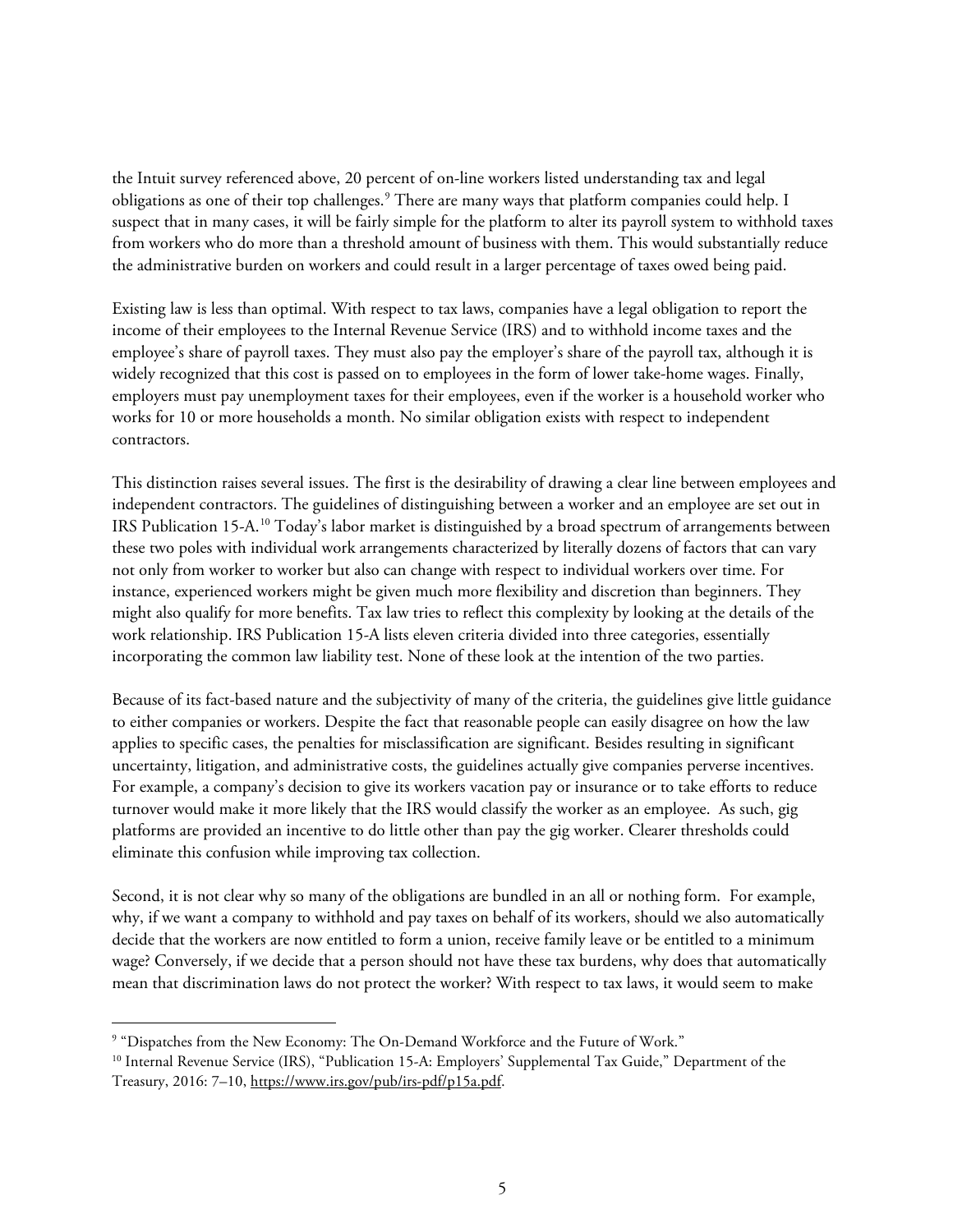the Intuit survey referenced above, 20 percent of on-line workers listed understanding tax and legal obligations as one of their top challenges.[9] There are many ways that platform companies could help. I suspect that in many cases, it will be fairly simple for the platform to alter its payroll system to withhold taxes from workers who do more than a threshold amount of business with them. This would substantially reduce the administrative burden on workers and could result in a larger percentage of taxes owed being paid.

Existing law is less than optimal. With respect to tax laws, companies have a legal obligation to report the income of their employees to the Internal Revenue Service (IRS) and to withhold income taxes and the employee's share of payroll taxes. They must also pay the employer's share of the payroll tax, although it is widely recognized that this cost is passed on to employees in the form of lower take-home wages. Finally, employers must pay unemployment taxes for their employees, even if the worker is a household worker who works for 10 or more households a month. No similar obligation exists with respect to independent contractors.

This distinction raises several issues. The first is the desirability of drawing a clear line between employees and independent contractors. The guidelines of distinguishing between a worker and an employee are set out in IRS Publication 15-A.[10] Today's labor market is distinguished by a broad spectrum of arrangements between these two poles with individual work arrangements characterized by literally dozens of factors that can vary not only from worker to worker but also can change with respect to individual workers over time. For instance, experienced workers might be given much more flexibility and discretion than beginners. They might also qualify for more benefits. Tax law tries to reflect this complexity by looking at the details of the work relationship. IRS Publication 15-A lists eleven criteria divided into three categories, essentially incorporating the common law liability test. None of these look at the intention of the two parties.

Because of its fact-based nature and the subjectivity of many of the criteria, the guidelines give little guidance to either companies or workers. Despite the fact that reasonable people can easily disagree on how the law applies to specific cases, the penalties for misclassification are significant. Besides resulting in significant uncertainty, litigation, and administrative costs, the guidelines actually give companies perverse incentives. For example, a company's decision to give its workers vacation pay or insurance or to take efforts to reduce turnover would make it more likely that the IRS would classify the worker as an employee. As such, gig platforms are provided an incentive to do little other than pay the gig worker. Clearer thresholds could eliminate this confusion while improving tax collection.

Second, it is not clear why so many of the obligations are bundled in an all or nothing form. For example, why, if we want a company to withhold and pay taxes on behalf of its workers, should we also automatically decide that the workers are now entitled to form a union, receive family leave or be entitled to a minimum wage? Conversely, if we decide that a person should not have these tax burdens, why does that automatically mean that discrimination laws do not protect the worker? With respect to tax laws, it would seem to make

[9] "Dispatches from the New Economy: The On-Demand Workforce and the Future of Work."

[10] Internal Revenue Service (IRS), "Publication 15-A: Employers' Supplemental Tax Guide," Department of the Treasury, 2016: 7–10, https://www.irs.gov/pub/irs-pdf/p15a.pdf.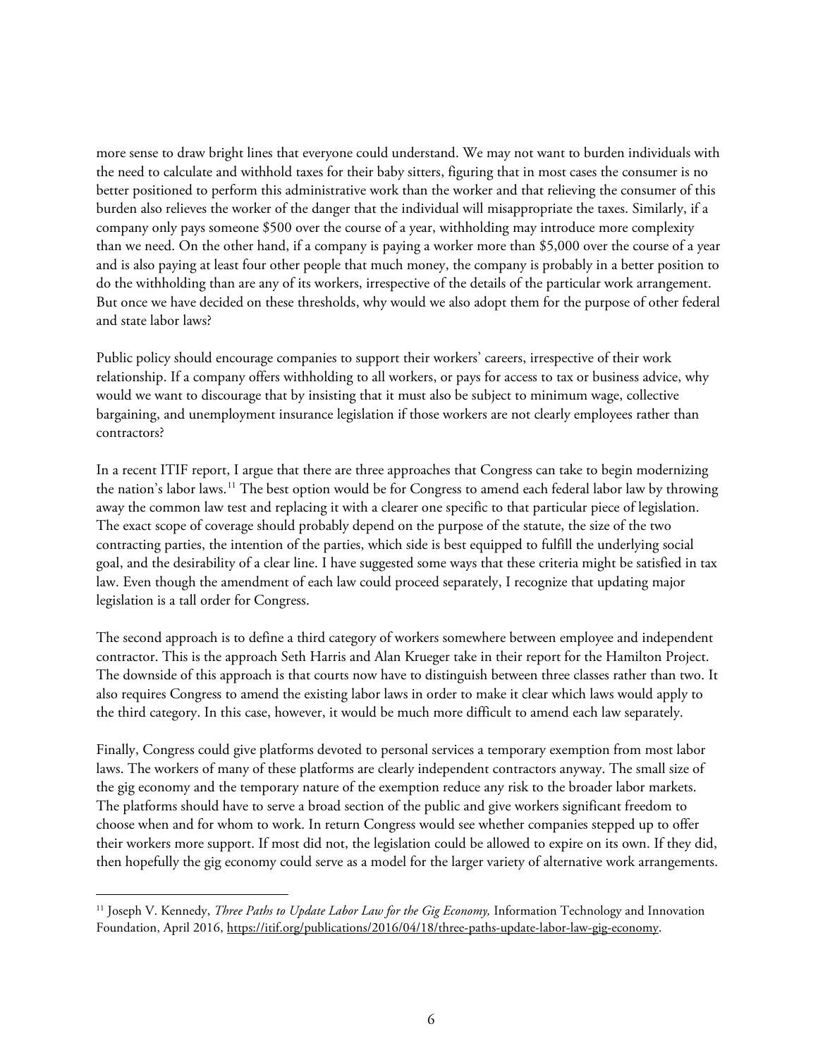more sense to draw bright lines that everyone could understand. We may not want to burden individuals with the need to calculate and withhold taxes for their baby sitters, figuring that in most cases the consumer is no better positioned to perform this administrative work than the worker and that relieving the consumer of this burden also relieves the worker of the danger that the individual will misappropriate the taxes. Similarly, if a company only pays someone $500 over the course of a year, withholding may introduce more complexity than we need. On the other hand, if a company is paying a worker more than $5,000 over the course of a year and is also paying at least four other people that much money, the company is probably in a better position to do the withholding than are any of its workers, irrespective of the details of the particular work arrangement. But once we have decided on these thresholds, why would we also adopt them for the purpose of other federal and state labor laws?

Public policy should encourage companies to support their workers' careers, irrespective of their work relationship. If a company offers withholding to all workers, or pays for access to tax or business advice, why would we want to discourage that by insisting that it must also be subject to minimum wage, collective bargaining, and unemployment insurance legislation if those workers are not clearly employees rather than contractors?

In a recent ITIF report, I argue that there are three approaches that Congress can take to begin modernizing the nation's labor laws.[11] The best option would be for Congress to amend each federal labor law by throwing away the common law test and replacing it with a clearer one specific to that particular piece of legislation. The exact scope of coverage should probably depend on the purpose of the statute, the size of the two contracting parties, the intention of the parties, which side is best equipped to fulfill the underlying social goal, and the desirability of a clear line. I have suggested some ways that these criteria might be satisfied in tax law. Even though the amendment of each law could proceed separately, I recognize that updating major legislation is a tall order for Congress.

The second approach is to define a third category of workers somewhere between employee and independent contractor. This is the approach Seth Harris and Alan Krueger take in their report for the Hamilton Project. The downside of this approach is that courts now have to distinguish between three classes rather than two. It also requires Congress to amend the existing labor laws in order to make it clear which laws would apply to the third category. In this case, however, it would be much more difficult to amend each law separately.

Finally, Congress could give platforms devoted to personal services a temporary exemption from most labor laws. The workers of many of these platforms are clearly independent contractors anyway. The small size of the gig economy and the temporary nature of the exemption reduce any risk to the broader labor markets. The platforms should have to serve a broad section of the public and give workers significant freedom to choose when and for whom to work. In return Congress would see whether companies stepped up to offer their workers more support. If most did not, the legislation could be allowed to expire on its own. If they did, then hopefully the gig economy could serve as a model for the larger variety of alternative work arrangements.

[11] Joseph V. Kennedy, *Three Paths to Update Labor Law for the Gig Economy,* Information Technology and Innovation Foundation, April 2016, https://itif.org/publications/2016/04/18/three-paths-update-labor-law-gig-economy.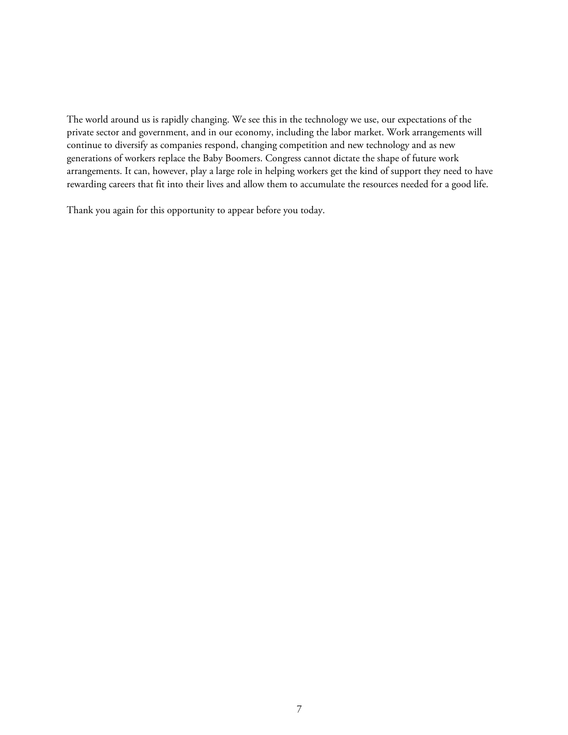The world around us is rapidly changing. We see this in the technology we use, our expectations of the private sector and government, and in our economy, including the labor market. Work arrangements will continue to diversify as companies respond, changing competition and new technology and as new generations of workers replace the Baby Boomers. Congress cannot dictate the shape of future work arrangements. It can, however, play a large role in helping workers get the kind of support they need to have rewarding careers that fit into their lives and allow them to accumulate the resources needed for a good life.

Thank you again for this opportunity to appear before you today.